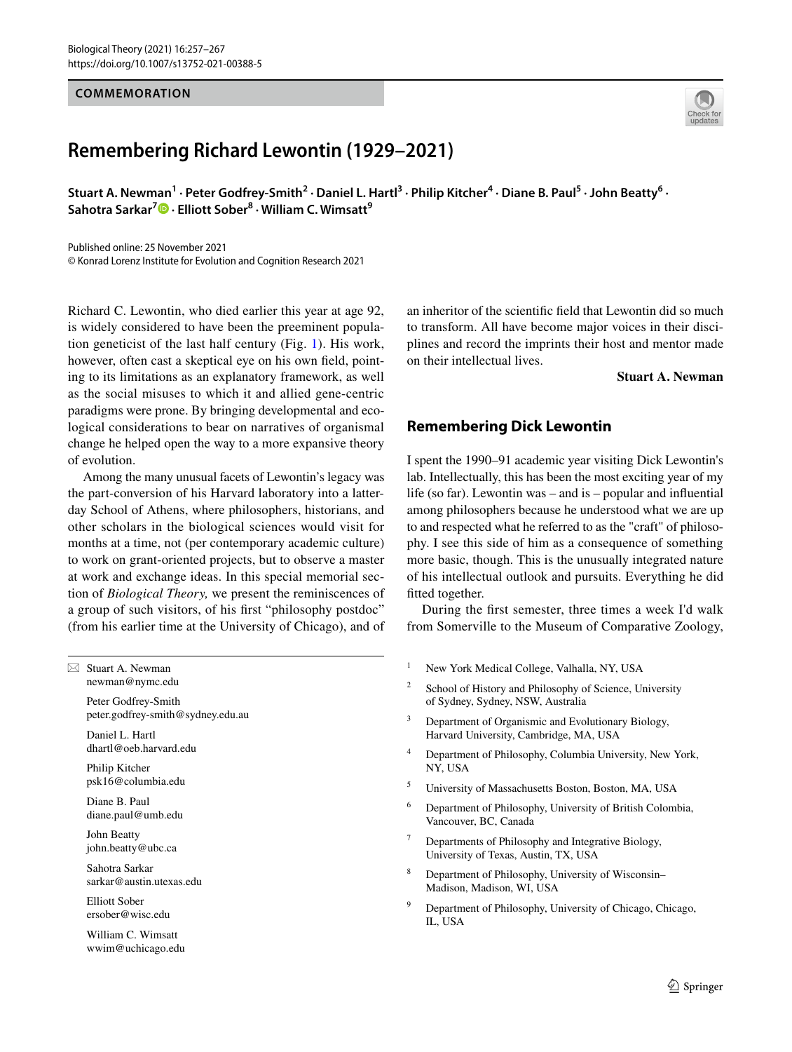COMMEMORATION

# Remembering Richard Lewontin (1929–2021)

**Stuart A. Newman[1] · Peter Godfrey-Smith[2] · Daniel L. Hartl[3] · Philip Kitcher[4] · Diane B. Paul[5] · John Beatty[6] · Sahotra Sarkar[7] · Elliott Sober[8] · William C. Wimsatt[9]**

Published online: 25 November 2021
© Konrad Lorenz Institute for Evolution and Cognition Research 2021

Richard C. Lewontin, who died earlier this year at age 92, is widely considered to have been the preeminent population geneticist of the last half century (Fig. 1). His work, however, often cast a skeptical eye on his own field, pointing to its limitations as an explanatory framework, as well as the social misuses to which it and allied gene-centric paradigms were prone. By bringing developmental and ecological considerations to bear on narratives of organismal change he helped open the way to a more expansive theory of evolution.

Among the many unusual facets of Lewontin's legacy was the part-conversion of his Harvard laboratory into a latter-day School of Athens, where philosophers, historians, and other scholars in the biological sciences would visit for months at a time, not (per contemporary academic culture) to work on grant-oriented projects, but to observe a master at work and exchange ideas. In this special memorial section of *Biological Theory,* we present the reminiscences of a group of such visitors, of his first "philosophy postdoc" (from his earlier time at the University of Chicago), and of an inheritor of the scientific field that Lewontin did so much to transform. All have become major voices in their disciplines and record the imprints their host and mentor made on their intellectual lives.

**Stuart A. Newman**

## Remembering Dick Lewontin

I spent the 1990–91 academic year visiting Dick Lewontin's lab. Intellectually, this has been the most exciting year of my life (so far). Lewontin was – and is – popular and influential among philosophers because he understood what we are up to and respected what he referred to as the "craft" of philosophy. I see this side of him as a consequence of something more basic, though. This is the unusually integrated nature of his intellectual outlook and pursuits. Everything he did fitted together.

During the first semester, three times a week I'd walk from Somerville to the Museum of Comparative Zoology,

---

✉ Stuart A. Newman
newman@nymc.edu

Peter Godfrey-Smith
peter.godfrey-smith@sydney.edu.au

Daniel L. Hartl
dhartl@oeb.harvard.edu

Philip Kitcher
psk16@columbia.edu

Diane B. Paul
diane.paul@umb.edu

John Beatty
john.beatty@ubc.ca

Sahotra Sarkar
sarkar@austin.utexas.edu

Elliott Sober
ersober@wisc.edu

William C. Wimsatt
wwim@uchicago.edu

[1] New York Medical College, Valhalla, NY, USA

[2] School of History and Philosophy of Science, University of Sydney, Sydney, NSW, Australia

[3] Department of Organismic and Evolutionary Biology, Harvard University, Cambridge, MA, USA

[4] Department of Philosophy, Columbia University, New York, NY, USA

[5] University of Massachusetts Boston, Boston, MA, USA

[6] Department of Philosophy, University of British Colombia, Vancouver, BC, Canada

[7] Departments of Philosophy and Integrative Biology, University of Texas, Austin, TX, USA

[8] Department of Philosophy, University of Wisconsin–Madison, Madison, WI, USA

[9] Department of Philosophy, University of Chicago, Chicago, IL, USA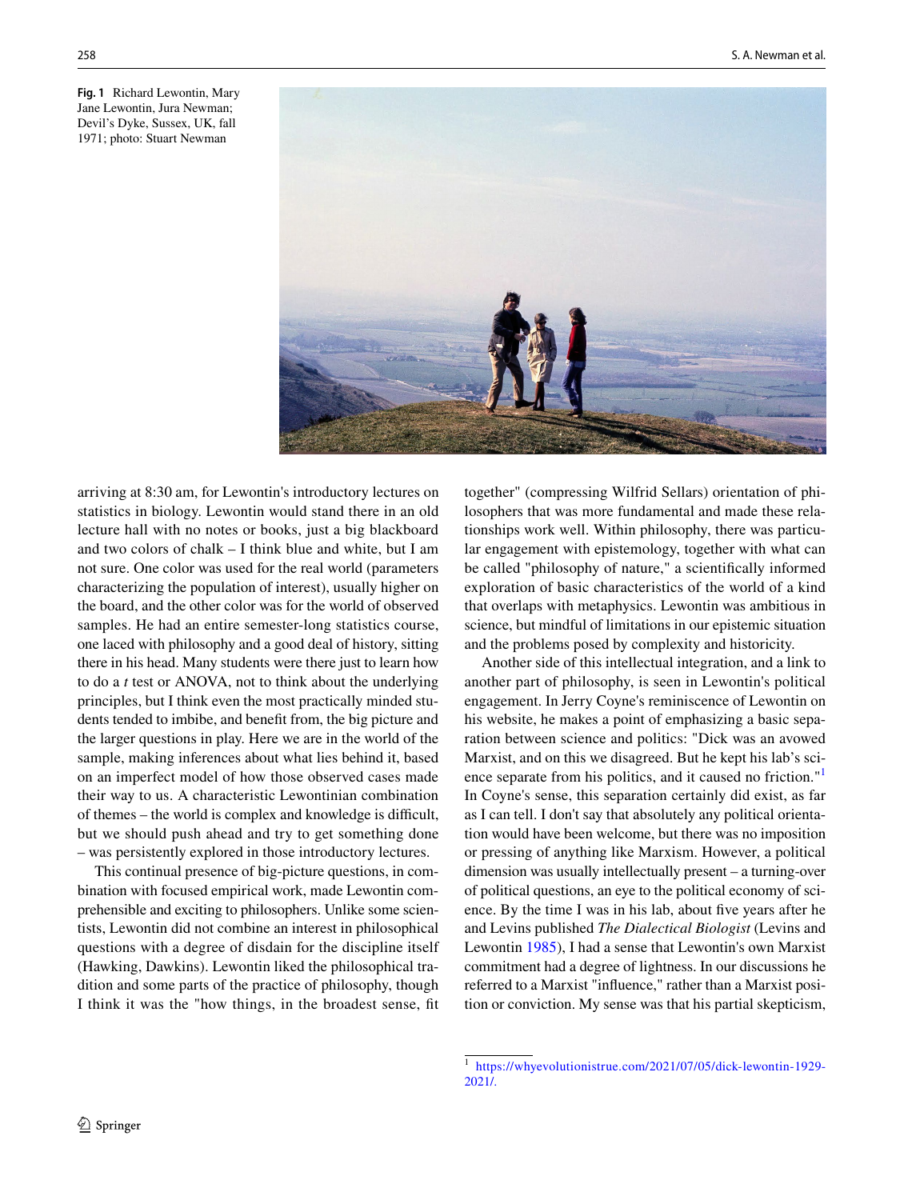Fig. 1 Richard Lewontin, Mary Jane Lewontin, Jura Newman; Devil's Dyke, Sussex, UK, fall 1971; photo: Stuart Newman

arriving at 8:30 am, for Lewontin's introductory lectures on statistics in biology. Lewontin would stand there in an old lecture hall with no notes or books, just a big blackboard and two colors of chalk – I think blue and white, but I am not sure. One color was used for the real world (parameters characterizing the population of interest), usually higher on the board, and the other color was for the world of observed samples. He had an entire semester-long statistics course, one laced with philosophy and a good deal of history, sitting there in his head. Many students were there just to learn how to do a *t* test or ANOVA, not to think about the underlying principles, but I think even the most practically minded students tended to imbibe, and benefit from, the big picture and the larger questions in play. Here we are in the world of the sample, making inferences about what lies behind it, based on an imperfect model of how those observed cases made their way to us. A characteristic Lewontinian combination of themes – the world is complex and knowledge is difficult, but we should push ahead and try to get something done – was persistently explored in those introductory lectures.

This continual presence of big-picture questions, in combination with focused empirical work, made Lewontin comprehensible and exciting to philosophers. Unlike some scientists, Lewontin did not combine an interest in philosophical questions with a degree of disdain for the discipline itself (Hawking, Dawkins). Lewontin liked the philosophical tradition and some parts of the practice of philosophy, though I think it was the "how things, in the broadest sense, fit together" (compressing Wilfrid Sellars) orientation of philosophers that was more fundamental and made these relationships work well. Within philosophy, there was particular engagement with epistemology, together with what can be called "philosophy of nature," a scientifically informed exploration of basic characteristics of the world of a kind that overlaps with metaphysics. Lewontin was ambitious in science, but mindful of limitations in our epistemic situation and the problems posed by complexity and historicity.

Another side of this intellectual integration, and a link to another part of philosophy, is seen in Lewontin's political engagement. In Jerry Coyne's reminiscence of Lewontin on his website, he makes a point of emphasizing a basic separation between science and politics: "Dick was an avowed Marxist, and on this we disagreed. But he kept his lab's science separate from his politics, and it caused no friction."[1] In Coyne's sense, this separation certainly did exist, as far as I can tell. I don't say that absolutely any political orientation would have been welcome, but there was no imposition or pressing of anything like Marxism. However, a political dimension was usually intellectually present – a turning-over of political questions, an eye to the political economy of science. By the time I was in his lab, about five years after he and Levins published *The Dialectical Biologist* (Levins and Lewontin 1985), I had a sense that Lewontin's own Marxist commitment had a degree of lightness. In our discussions he referred to a Marxist "influence," rather than a Marxist position or conviction. My sense was that his partial skepticism,

[1] https://whyevolutionistrue.com/2021/07/05/dick-lewontin-1929-2021/.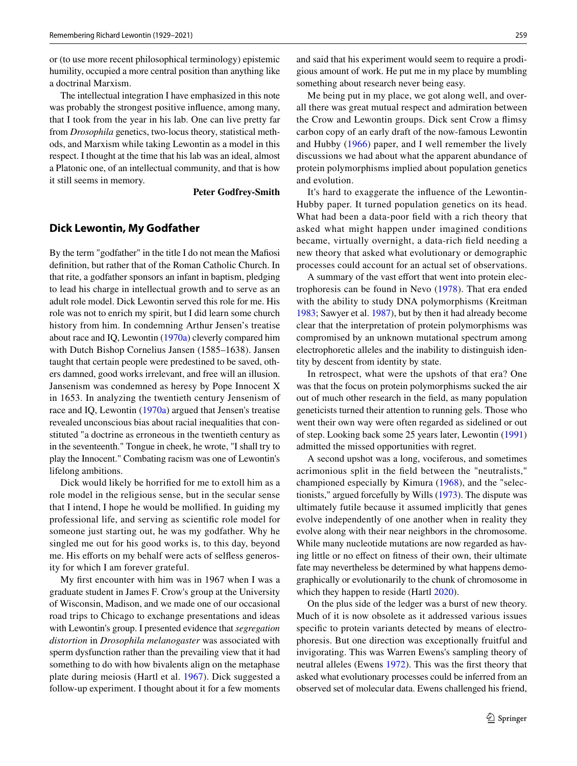or (to use more recent philosophical terminology) epistemic humility, occupied a more central position than anything like a doctrinal Marxism.

The intellectual integration I have emphasized in this note was probably the strongest positive influence, among many, that I took from the year in his lab. One can live pretty far from *Drosophila* genetics, two-locus theory, statistical methods, and Marxism while taking Lewontin as a model in this respect. I thought at the time that his lab was an ideal, almost a Platonic one, of an intellectual community, and that is how it still seems in memory.

**Peter Godfrey-Smith**

## Dick Lewontin, My Godfather

By the term "godfather" in the title I do not mean the Mafiosi definition, but rather that of the Roman Catholic Church. In that rite, a godfather sponsors an infant in baptism, pledging to lead his charge in intellectual growth and to serve as an adult role model. Dick Lewontin served this role for me. His role was not to enrich my spirit, but I did learn some church history from him. In condemning Arthur Jensen's treatise about race and IQ, Lewontin (1970a) cleverly compared him with Dutch Bishop Cornelius Jansen (1585–1638). Jansen taught that certain people were predestined to be saved, others damned, good works irrelevant, and free will an illusion. Jansenism was condemned as heresy by Pope Innocent X in 1653. In analyzing the twentieth century Jensenism of race and IQ, Lewontin (1970a) argued that Jensen's treatise revealed unconscious bias about racial inequalities that constituted "a doctrine as erroneous in the twentieth century as in the seventeenth." Tongue in cheek, he wrote, "I shall try to play the Innocent." Combating racism was one of Lewontin's lifelong ambitions.

Dick would likely be horrified for me to extoll him as a role model in the religious sense, but in the secular sense that I intend, I hope he would be mollified. In guiding my professional life, and serving as scientific role model for someone just starting out, he was my godfather. Why he singled me out for his good works is, to this day, beyond me. His efforts on my behalf were acts of selfless generosity for which I am forever grateful.

My first encounter with him was in 1967 when I was a graduate student in James F. Crow's group at the University of Wisconsin, Madison, and we made one of our occasional road trips to Chicago to exchange presentations and ideas with Lewontin's group. I presented evidence that *segregation distortion* in *Drosophila melanogaster* was associated with sperm dysfunction rather than the prevailing view that it had something to do with how bivalents align on the metaphase plate during meiosis (Hartl et al. 1967). Dick suggested a follow-up experiment. I thought about it for a few moments and said that his experiment would seem to require a prodigious amount of work. He put me in my place by mumbling something about research never being easy.

Me being put in my place, we got along well, and overall there was great mutual respect and admiration between the Crow and Lewontin groups. Dick sent Crow a flimsy carbon copy of an early draft of the now-famous Lewontin and Hubby (1966) paper, and I well remember the lively discussions we had about what the apparent abundance of protein polymorphisms implied about population genetics and evolution.

It's hard to exaggerate the influence of the Lewontin-Hubby paper. It turned population genetics on its head. What had been a data-poor field with a rich theory that asked what might happen under imagined conditions became, virtually overnight, a data-rich field needing a new theory that asked what evolutionary or demographic processes could account for an actual set of observations.

A summary of the vast effort that went into protein electrophoresis can be found in Nevo (1978). That era ended with the ability to study DNA polymorphisms (Kreitman 1983; Sawyer et al. 1987), but by then it had already become clear that the interpretation of protein polymorphisms was compromised by an unknown mutational spectrum among electrophoretic alleles and the inability to distinguish identity by descent from identity by state.

In retrospect, what were the upshots of that era? One was that the focus on protein polymorphisms sucked the air out of much other research in the field, as many population geneticists turned their attention to running gels. Those who went their own way were often regarded as sidelined or out of step. Looking back some 25 years later, Lewontin (1991) admitted the missed opportunities with regret.

A second upshot was a long, vociferous, and sometimes acrimonious split in the field between the "neutralists," championed especially by Kimura (1968), and the "selectionists," argued forcefully by Wills (1973). The dispute was ultimately futile because it assumed implicitly that genes evolve independently of one another when in reality they evolve along with their near neighbors in the chromosome. While many nucleotide mutations are now regarded as having little or no effect on fitness of their own, their ultimate fate may nevertheless be determined by what happens demographically or evolutionarily to the chunk of chromosome in which they happen to reside (Hartl 2020).

On the plus side of the ledger was a burst of new theory. Much of it is now obsolete as it addressed various issues specific to protein variants detected by means of electrophoresis. But one direction was exceptionally fruitful and invigorating. This was Warren Ewens's sampling theory of neutral alleles (Ewens 1972). This was the first theory that asked what evolutionary processes could be inferred from an observed set of molecular data. Ewens challenged his friend,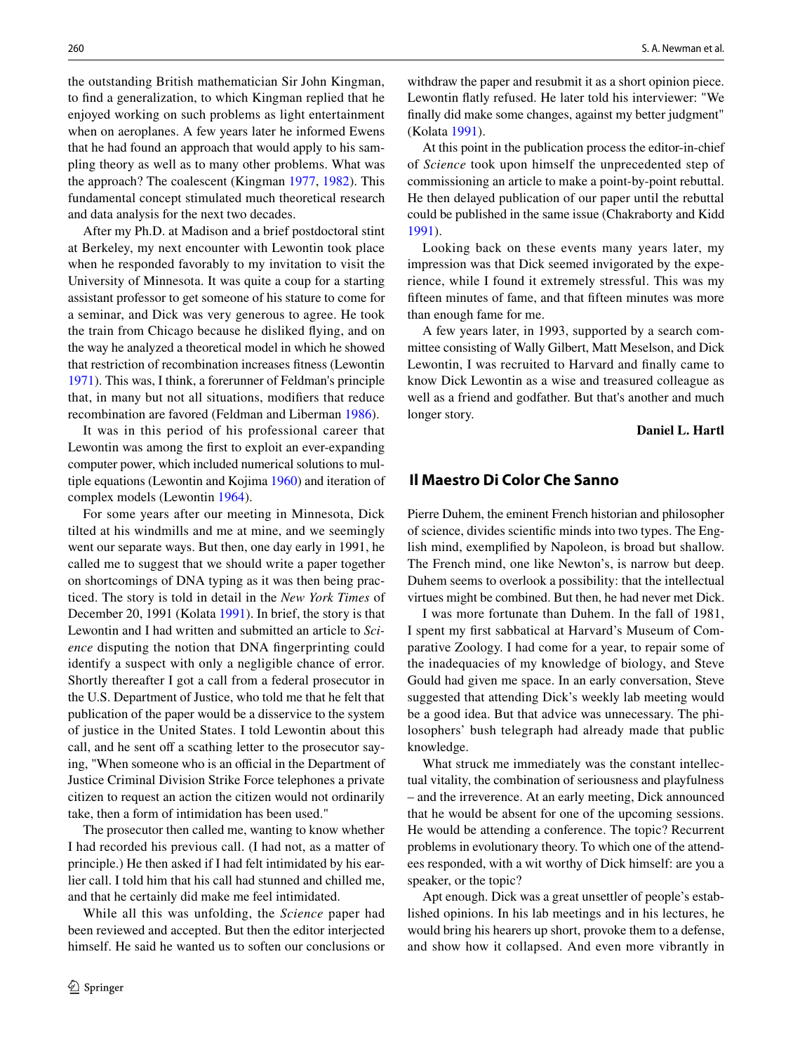the outstanding British mathematician Sir John Kingman, to find a generalization, to which Kingman replied that he enjoyed working on such problems as light entertainment when on aeroplanes. A few years later he informed Ewens that he had found an approach that would apply to his sampling theory as well as to many other problems. What was the approach? The coalescent (Kingman 1977, 1982). This fundamental concept stimulated much theoretical research and data analysis for the next two decades.

After my Ph.D. at Madison and a brief postdoctoral stint at Berkeley, my next encounter with Lewontin took place when he responded favorably to my invitation to visit the University of Minnesota. It was quite a coup for a starting assistant professor to get someone of his stature to come for a seminar, and Dick was very generous to agree. He took the train from Chicago because he disliked flying, and on the way he analyzed a theoretical model in which he showed that restriction of recombination increases fitness (Lewontin 1971). This was, I think, a forerunner of Feldman's principle that, in many but not all situations, modifiers that reduce recombination are favored (Feldman and Liberman 1986).

It was in this period of his professional career that Lewontin was among the first to exploit an ever-expanding computer power, which included numerical solutions to multiple equations (Lewontin and Kojima 1960) and iteration of complex models (Lewontin 1964).

For some years after our meeting in Minnesota, Dick tilted at his windmills and me at mine, and we seemingly went our separate ways. But then, one day early in 1991, he called me to suggest that we should write a paper together on shortcomings of DNA typing as it was then being practiced. The story is told in detail in the *New York Times* of December 20, 1991 (Kolata 1991). In brief, the story is that Lewontin and I had written and submitted an article to *Science* disputing the notion that DNA fingerprinting could identify a suspect with only a negligible chance of error. Shortly thereafter I got a call from a federal prosecutor in the U.S. Department of Justice, who told me that he felt that publication of the paper would be a disservice to the system of justice in the United States. I told Lewontin about this call, and he sent off a scathing letter to the prosecutor saying, "When someone who is an official in the Department of Justice Criminal Division Strike Force telephones a private citizen to request an action the citizen would not ordinarily take, then a form of intimidation has been used."

The prosecutor then called me, wanting to know whether I had recorded his previous call. (I had not, as a matter of principle.) He then asked if I had felt intimidated by his earlier call. I told him that his call had stunned and chilled me, and that he certainly did make me feel intimidated.

While all this was unfolding, the *Science* paper had been reviewed and accepted. But then the editor interjected himself. He said he wanted us to soften our conclusions or withdraw the paper and resubmit it as a short opinion piece. Lewontin flatly refused. He later told his interviewer: "We finally did make some changes, against my better judgment" (Kolata 1991).

At this point in the publication process the editor-in-chief of *Science* took upon himself the unprecedented step of commissioning an article to make a point-by-point rebuttal. He then delayed publication of our paper until the rebuttal could be published in the same issue (Chakraborty and Kidd 1991).

Looking back on these events many years later, my impression was that Dick seemed invigorated by the experience, while I found it extremely stressful. This was my fifteen minutes of fame, and that fifteen minutes was more than enough fame for me.

A few years later, in 1993, supported by a search committee consisting of Wally Gilbert, Matt Meselson, and Dick Lewontin, I was recruited to Harvard and finally came to know Dick Lewontin as a wise and treasured colleague as well as a friend and godfather. But that's another and much longer story.

**Daniel L. Hartl**

## Il Maestro Di Color Che Sanno

Pierre Duhem, the eminent French historian and philosopher of science, divides scientific minds into two types. The English mind, exemplified by Napoleon, is broad but shallow. The French mind, one like Newton's, is narrow but deep. Duhem seems to overlook a possibility: that the intellectual virtues might be combined. But then, he had never met Dick.

I was more fortunate than Duhem. In the fall of 1981, I spent my first sabbatical at Harvard's Museum of Comparative Zoology. I had come for a year, to repair some of the inadequacies of my knowledge of biology, and Steve Gould had given me space. In an early conversation, Steve suggested that attending Dick's weekly lab meeting would be a good idea. But that advice was unnecessary. The philosophers' bush telegraph had already made that public knowledge.

What struck me immediately was the constant intellectual vitality, the combination of seriousness and playfulness – and the irreverence. At an early meeting, Dick announced that he would be absent for one of the upcoming sessions. He would be attending a conference. The topic? Recurrent problems in evolutionary theory. To which one of the attendees responded, with a wit worthy of Dick himself: are you a speaker, or the topic?

Apt enough. Dick was a great unsettler of people's established opinions. In his lab meetings and in his lectures, he would bring his hearers up short, provoke them to a defense, and show how it collapsed. And even more vibrantly in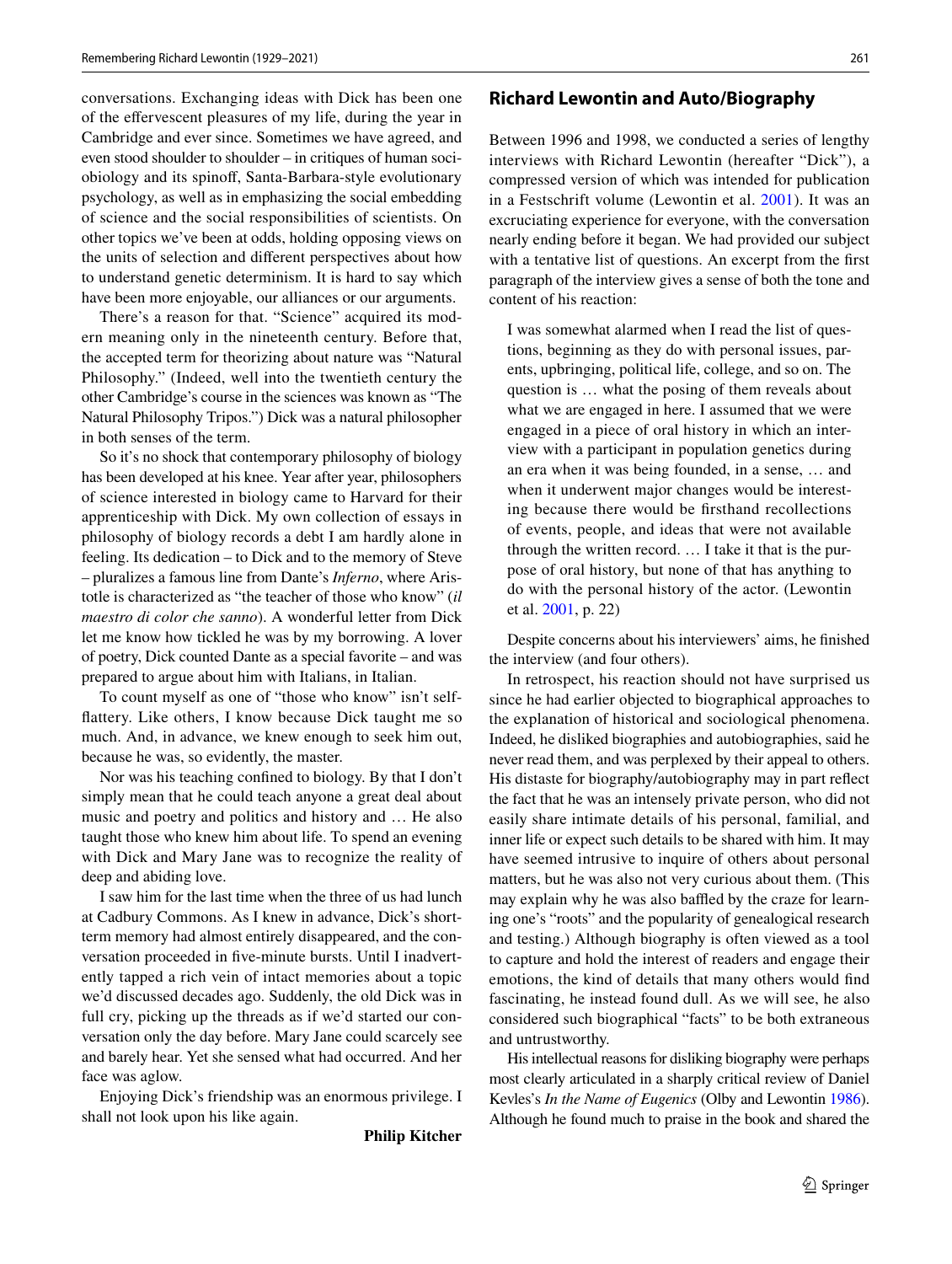conversations. Exchanging ideas with Dick has been one of the effervescent pleasures of my life, during the year in Cambridge and ever since. Sometimes we have agreed, and even stood shoulder to shoulder – in critiques of human sociobiology and its spinoff, Santa-Barbara-style evolutionary psychology, as well as in emphasizing the social embedding of science and the social responsibilities of scientists. On other topics we've been at odds, holding opposing views on the units of selection and different perspectives about how to understand genetic determinism. It is hard to say which have been more enjoyable, our alliances or our arguments.

There's a reason for that. "Science" acquired its modern meaning only in the nineteenth century. Before that, the accepted term for theorizing about nature was "Natural Philosophy." (Indeed, well into the twentieth century the other Cambridge's course in the sciences was known as "The Natural Philosophy Tripos.") Dick was a natural philosopher in both senses of the term.

So it's no shock that contemporary philosophy of biology has been developed at his knee. Year after year, philosophers of science interested in biology came to Harvard for their apprenticeship with Dick. My own collection of essays in philosophy of biology records a debt I am hardly alone in feeling. Its dedication – to Dick and to the memory of Steve – pluralizes a famous line from Dante's *Inferno*, where Aristotle is characterized as "the teacher of those who know" (*il maestro di color che sanno*). A wonderful letter from Dick let me know how tickled he was by my borrowing. A lover of poetry, Dick counted Dante as a special favorite – and was prepared to argue about him with Italians, in Italian.

To count myself as one of "those who know" isn't self-flattery. Like others, I know because Dick taught me so much. And, in advance, we knew enough to seek him out, because he was, so evidently, the master.

Nor was his teaching confined to biology. By that I don't simply mean that he could teach anyone a great deal about music and poetry and politics and history and … He also taught those who knew him about life. To spend an evening with Dick and Mary Jane was to recognize the reality of deep and abiding love.

I saw him for the last time when the three of us had lunch at Cadbury Commons. As I knew in advance, Dick's short-term memory had almost entirely disappeared, and the conversation proceeded in five-minute bursts. Until I inadvertently tapped a rich vein of intact memories about a topic we'd discussed decades ago. Suddenly, the old Dick was in full cry, picking up the threads as if we'd started our conversation only the day before. Mary Jane could scarcely see and barely hear. Yet she sensed what had occurred. And her face was aglow.

Enjoying Dick's friendship was an enormous privilege. I shall not look upon his like again.

**Philip Kitcher**

## Richard Lewontin and Auto/Biography

Between 1996 and 1998, we conducted a series of lengthy interviews with Richard Lewontin (hereafter "Dick"), a compressed version of which was intended for publication in a Festschrift volume (Lewontin et al. 2001). It was an excruciating experience for everyone, with the conversation nearly ending before it began. We had provided our subject with a tentative list of questions. An excerpt from the first paragraph of the interview gives a sense of both the tone and content of his reaction:

> I was somewhat alarmed when I read the list of questions, beginning as they do with personal issues, parents, upbringing, political life, college, and so on. The question is … what the posing of them reveals about what we are engaged in here. I assumed that we were engaged in a piece of oral history in which an interview with a participant in population genetics during an era when it was being founded, in a sense, … and when it underwent major changes would be interesting because there would be firsthand recollections of events, people, and ideas that were not available through the written record. … I take it that is the purpose of oral history, but none of that has anything to do with the personal history of the actor. (Lewontin et al. 2001, p. 22)

Despite concerns about his interviewers' aims, he finished the interview (and four others).

In retrospect, his reaction should not have surprised us since he had earlier objected to biographical approaches to the explanation of historical and sociological phenomena. Indeed, he disliked biographies and autobiographies, said he never read them, and was perplexed by their appeal to others. His distaste for biography/autobiography may in part reflect the fact that he was an intensely private person, who did not easily share intimate details of his personal, familial, and inner life or expect such details to be shared with him. It may have seemed intrusive to inquire of others about personal matters, but he was also not very curious about them. (This may explain why he was also baffled by the craze for learning one's "roots" and the popularity of genealogical research and testing.) Although biography is often viewed as a tool to capture and hold the interest of readers and engage their emotions, the kind of details that many others would find fascinating, he instead found dull. As we will see, he also considered such biographical "facts" to be both extraneous and untrustworthy.

His intellectual reasons for disliking biography were perhaps most clearly articulated in a sharply critical review of Daniel Kevles's *In the Name of Eugenics* (Olby and Lewontin 1986). Although he found much to praise in the book and shared the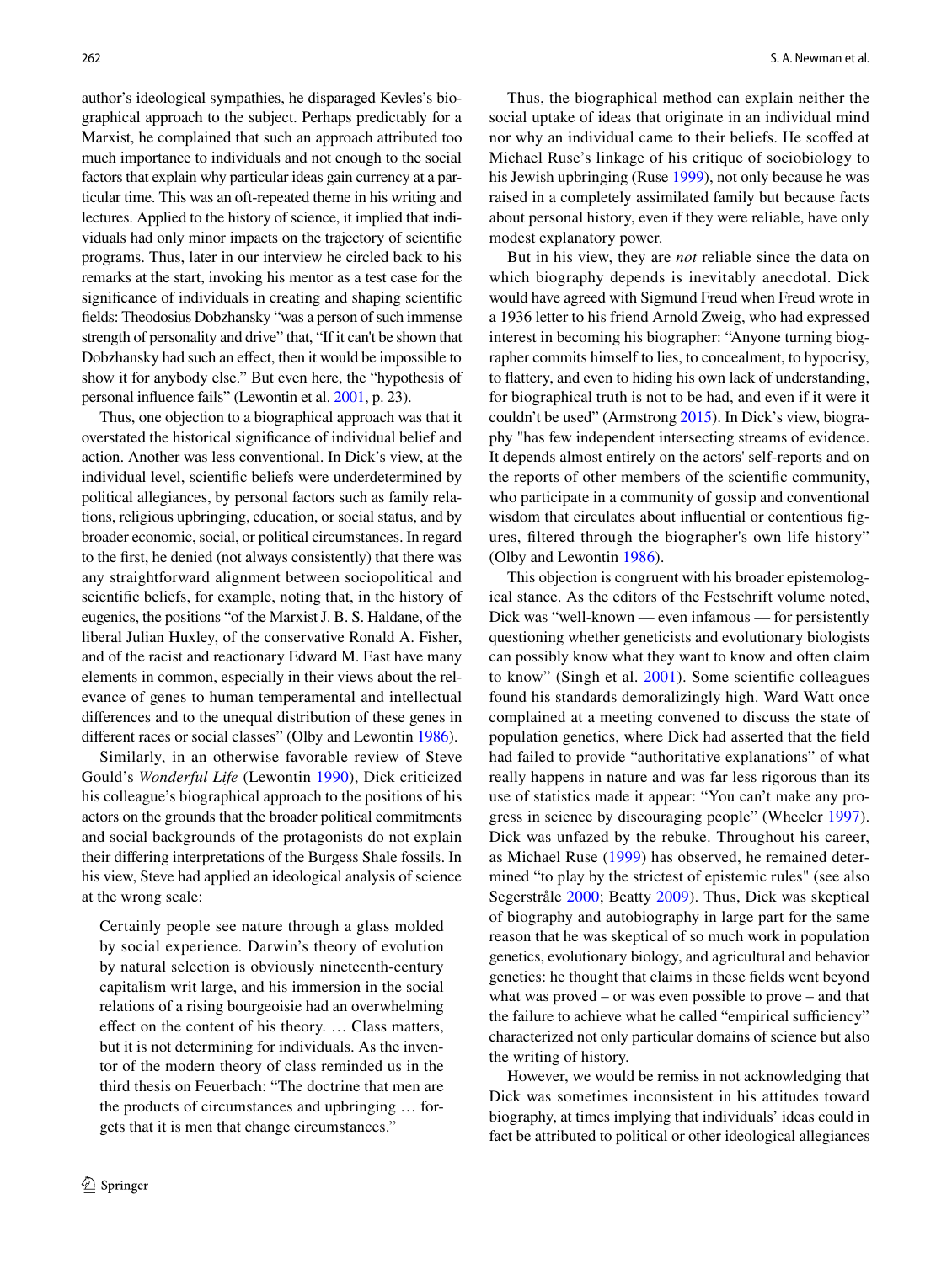author's ideological sympathies, he disparaged Kevles's biographical approach to the subject. Perhaps predictably for a Marxist, he complained that such an approach attributed too much importance to individuals and not enough to the social factors that explain why particular ideas gain currency at a particular time. This was an oft-repeated theme in his writing and lectures. Applied to the history of science, it implied that individuals had only minor impacts on the trajectory of scientific programs. Thus, later in our interview he circled back to his remarks at the start, invoking his mentor as a test case for the significance of individuals in creating and shaping scientific fields: Theodosius Dobzhansky "was a person of such immense strength of personality and drive" that, "If it can't be shown that Dobzhansky had such an effect, then it would be impossible to show it for anybody else." But even here, the "hypothesis of personal influence fails" (Lewontin et al. 2001, p. 23).

Thus, one objection to a biographical approach was that it overstated the historical significance of individual belief and action. Another was less conventional. In Dick's view, at the individual level, scientific beliefs were underdetermined by political allegiances, by personal factors such as family relations, religious upbringing, education, or social status, and by broader economic, social, or political circumstances. In regard to the first, he denied (not always consistently) that there was any straightforward alignment between sociopolitical and scientific beliefs, for example, noting that, in the history of eugenics, the positions "of the Marxist J. B. S. Haldane, of the liberal Julian Huxley, of the conservative Ronald A. Fisher, and of the racist and reactionary Edward M. East have many elements in common, especially in their views about the relevance of genes to human temperamental and intellectual differences and to the unequal distribution of these genes in different races or social classes" (Olby and Lewontin 1986).

Similarly, in an otherwise favorable review of Steve Gould's *Wonderful Life* (Lewontin 1990), Dick criticized his colleague's biographical approach to the positions of his actors on the grounds that the broader political commitments and social backgrounds of the protagonists do not explain their differing interpretations of the Burgess Shale fossils. In his view, Steve had applied an ideological analysis of science at the wrong scale:

> Certainly people see nature through a glass molded by social experience. Darwin's theory of evolution by natural selection is obviously nineteenth-century capitalism writ large, and his immersion in the social relations of a rising bourgeoisie had an overwhelming effect on the content of his theory. … Class matters, but it is not determining for individuals. As the inventor of the modern theory of class reminded us in the third thesis on Feuerbach: "The doctrine that men are the products of circumstances and upbringing … forgets that it is men that change circumstances."

Thus, the biographical method can explain neither the social uptake of ideas that originate in an individual mind nor why an individual came to their beliefs. He scoffed at Michael Ruse's linkage of his critique of sociobiology to his Jewish upbringing (Ruse 1999), not only because he was raised in a completely assimilated family but because facts about personal history, even if they were reliable, have only modest explanatory power.

But in his view, they are *not* reliable since the data on which biography depends is inevitably anecdotal. Dick would have agreed with Sigmund Freud when Freud wrote in a 1936 letter to his friend Arnold Zweig, who had expressed interest in becoming his biographer: "Anyone turning biographer commits himself to lies, to concealment, to hypocrisy, to flattery, and even to hiding his own lack of understanding, for biographical truth is not to be had, and even if it were it couldn't be used" (Armstrong 2015). In Dick's view, biography "has few independent intersecting streams of evidence. It depends almost entirely on the actors' self-reports and on the reports of other members of the scientific community, who participate in a community of gossip and conventional wisdom that circulates about influential or contentious figures, filtered through the biographer's own life history" (Olby and Lewontin 1986).

This objection is congruent with his broader epistemological stance. As the editors of the Festschrift volume noted, Dick was "well-known — even infamous — for persistently questioning whether geneticists and evolutionary biologists can possibly know what they want to know and often claim to know" (Singh et al. 2001). Some scientific colleagues found his standards demoralizingly high. Ward Watt once complained at a meeting convened to discuss the state of population genetics, where Dick had asserted that the field had failed to provide "authoritative explanations" of what really happens in nature and was far less rigorous than its use of statistics made it appear: "You can't make any progress in science by discouraging people" (Wheeler 1997). Dick was unfazed by the rebuke. Throughout his career, as Michael Ruse (1999) has observed, he remained determined "to play by the strictest of epistemic rules" (see also Segerstråle 2000; Beatty 2009). Thus, Dick was skeptical of biography and autobiography in large part for the same reason that he was skeptical of so much work in population genetics, evolutionary biology, and agricultural and behavior genetics: he thought that claims in these fields went beyond what was proved – or was even possible to prove – and that the failure to achieve what he called "empirical sufficiency" characterized not only particular domains of science but also the writing of history.

However, we would be remiss in not acknowledging that Dick was sometimes inconsistent in his attitudes toward biography, at times implying that individuals' ideas could in fact be attributed to political or other ideological allegiances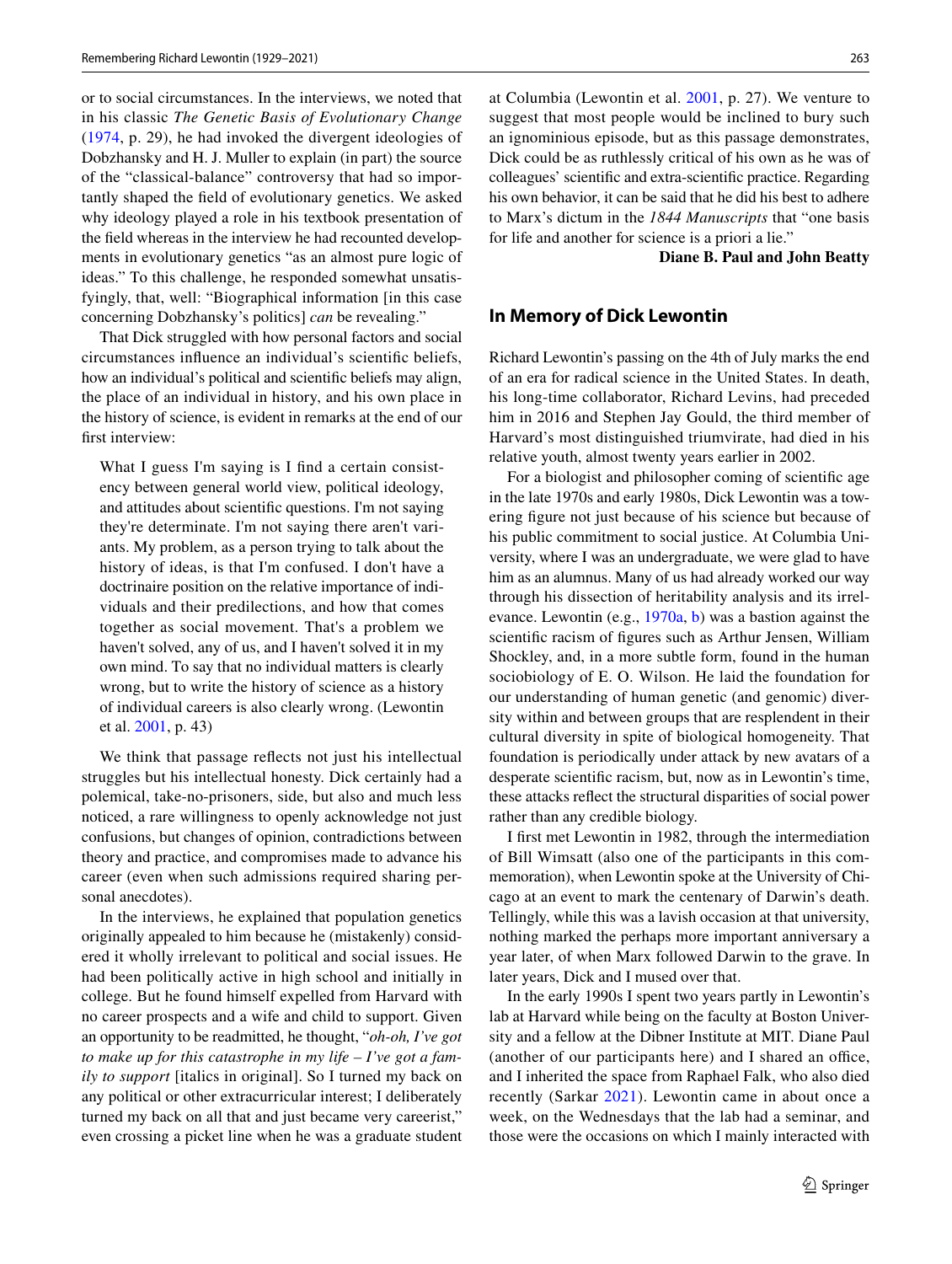or to social circumstances. In the interviews, we noted that in his classic *The Genetic Basis of Evolutionary Change* (1974, p. 29), he had invoked the divergent ideologies of Dobzhansky and H. J. Muller to explain (in part) the source of the "classical-balance" controversy that had so importantly shaped the field of evolutionary genetics. We asked why ideology played a role in his textbook presentation of the field whereas in the interview he had recounted developments in evolutionary genetics "as an almost pure logic of ideas." To this challenge, he responded somewhat unsatisfyingly, that, well: "Biographical information [in this case concerning Dobzhansky's politics] *can* be revealing."

That Dick struggled with how personal factors and social circumstances influence an individual's scientific beliefs, how an individual's political and scientific beliefs may align, the place of an individual in history, and his own place in the history of science, is evident in remarks at the end of our first interview:

> What I guess I'm saying is I find a certain consistency between general world view, political ideology, and attitudes about scientific questions. I'm not saying they're determinate. I'm not saying there aren't variants. My problem, as a person trying to talk about the history of ideas, is that I'm confused. I don't have a doctrinaire position on the relative importance of individuals and their predilections, and how that comes together as social movement. That's a problem we haven't solved, any of us, and I haven't solved it in my own mind. To say that no individual matters is clearly wrong, but to write the history of science as a history of individual careers is also clearly wrong. (Lewontin et al. 2001, p. 43)

We think that passage reflects not just his intellectual struggles but his intellectual honesty. Dick certainly had a polemical, take-no-prisoners, side, but also and much less noticed, a rare willingness to openly acknowledge not just confusions, but changes of opinion, contradictions between theory and practice, and compromises made to advance his career (even when such admissions required sharing personal anecdotes).

In the interviews, he explained that population genetics originally appealed to him because he (mistakenly) considered it wholly irrelevant to political and social issues. He had been politically active in high school and initially in college. But he found himself expelled from Harvard with no career prospects and a wife and child to support. Given an opportunity to be readmitted, he thought, "*oh-oh, I've got to make up for this catastrophe in my life – I've got a family to support* [italics in original]. So I turned my back on any political or other extracurricular interest; I deliberately turned my back on all that and just became very careerist," even crossing a picket line when he was a graduate student at Columbia (Lewontin et al. 2001, p. 27). We venture to suggest that most people would be inclined to bury such an ignominious episode, but as this passage demonstrates, Dick could be as ruthlessly critical of his own as he was of colleagues' scientific and extra-scientific practice. Regarding his own behavior, it can be said that he did his best to adhere to Marx's dictum in the *1844 Manuscripts* that "one basis for life and another for science is a priori a lie."

**Diane B. Paul and John Beatty**

## In Memory of Dick Lewontin

Richard Lewontin's passing on the 4th of July marks the end of an era for radical science in the United States. In death, his long-time collaborator, Richard Levins, had preceded him in 2016 and Stephen Jay Gould, the third member of Harvard's most distinguished triumvirate, had died in his relative youth, almost twenty years earlier in 2002.

For a biologist and philosopher coming of scientific age in the late 1970s and early 1980s, Dick Lewontin was a towering figure not just because of his science but because of his public commitment to social justice. At Columbia University, where I was an undergraduate, we were glad to have him as an alumnus. Many of us had already worked our way through his dissection of heritability analysis and its irrelevance. Lewontin (e.g., 1970a, b) was a bastion against the scientific racism of figures such as Arthur Jensen, William Shockley, and, in a more subtle form, found in the human sociobiology of E. O. Wilson. He laid the foundation for our understanding of human genetic (and genomic) diversity within and between groups that are resplendent in their cultural diversity in spite of biological homogeneity. That foundation is periodically under attack by new avatars of a desperate scientific racism, but, now as in Lewontin's time, these attacks reflect the structural disparities of social power rather than any credible biology.

I first met Lewontin in 1982, through the intermediation of Bill Wimsatt (also one of the participants in this commemoration), when Lewontin spoke at the University of Chicago at an event to mark the centenary of Darwin's death. Tellingly, while this was a lavish occasion at that university, nothing marked the perhaps more important anniversary a year later, of when Marx followed Darwin to the grave. In later years, Dick and I mused over that.

In the early 1990s I spent two years partly in Lewontin's lab at Harvard while being on the faculty at Boston University and a fellow at the Dibner Institute at MIT. Diane Paul (another of our participants here) and I shared an office, and I inherited the space from Raphael Falk, who also died recently (Sarkar 2021). Lewontin came in about once a week, on the Wednesdays that the lab had a seminar, and those were the occasions on which I mainly interacted with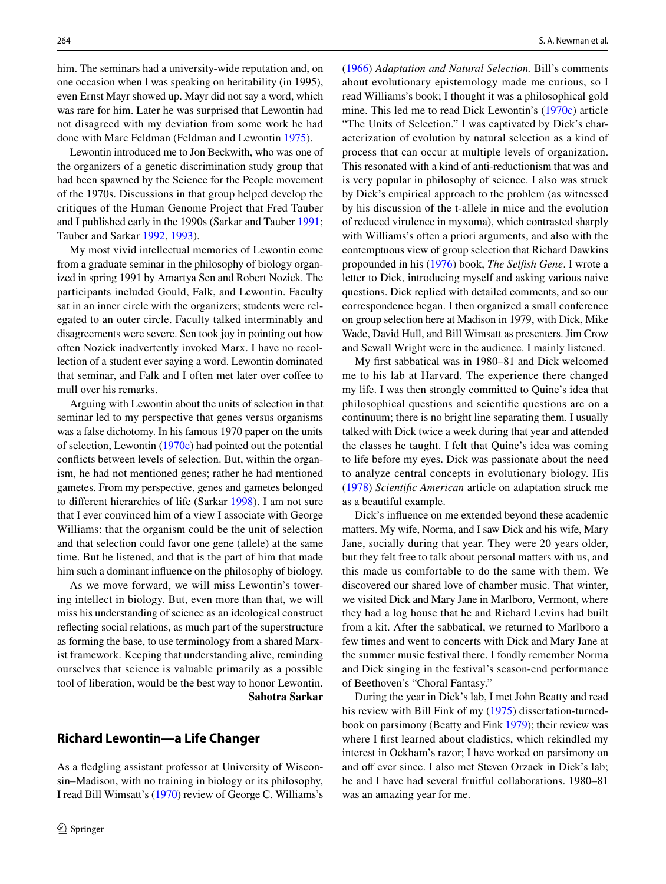him. The seminars had a university-wide reputation and, on one occasion when I was speaking on heritability (in 1995), even Ernst Mayr showed up. Mayr did not say a word, which was rare for him. Later he was surprised that Lewontin had not disagreed with my deviation from some work he had done with Marc Feldman (Feldman and Lewontin 1975).

Lewontin introduced me to Jon Beckwith, who was one of the organizers of a genetic discrimination study group that had been spawned by the Science for the People movement of the 1970s. Discussions in that group helped develop the critiques of the Human Genome Project that Fred Tauber and I published early in the 1990s (Sarkar and Tauber 1991; Tauber and Sarkar 1992, 1993).

My most vivid intellectual memories of Lewontin come from a graduate seminar in the philosophy of biology organized in spring 1991 by Amartya Sen and Robert Nozick. The participants included Gould, Falk, and Lewontin. Faculty sat in an inner circle with the organizers; students were relegated to an outer circle. Faculty talked interminably and disagreements were severe. Sen took joy in pointing out how often Nozick inadvertently invoked Marx. I have no recollection of a student ever saying a word. Lewontin dominated that seminar, and Falk and I often met later over coffee to mull over his remarks.

Arguing with Lewontin about the units of selection in that seminar led to my perspective that genes versus organisms was a false dichotomy. In his famous 1970 paper on the units of selection, Lewontin (1970c) had pointed out the potential conflicts between levels of selection. But, within the organism, he had not mentioned genes; rather he had mentioned gametes. From my perspective, genes and gametes belonged to different hierarchies of life (Sarkar 1998). I am not sure that I ever convinced him of a view I associate with George Williams: that the organism could be the unit of selection and that selection could favor one gene (allele) at the same time. But he listened, and that is the part of him that made him such a dominant influence on the philosophy of biology.

As we move forward, we will miss Lewontin's towering intellect in biology. But, even more than that, we will miss his understanding of science as an ideological construct reflecting social relations, as much part of the superstructure as forming the base, to use terminology from a shared Marxist framework. Keeping that understanding alive, reminding ourselves that science is valuable primarily as a possible tool of liberation, would be the best way to honor Lewontin.

**Sahotra Sarkar**

## Richard Lewontin—a Life Changer

As a fledgling assistant professor at University of Wisconsin–Madison, with no training in biology or its philosophy, I read Bill Wimsatt's (1970) review of George C. Williams's (1966) *Adaptation and Natural Selection.* Bill's comments about evolutionary epistemology made me curious, so I read Williams's book; I thought it was a philosophical gold mine. This led me to read Dick Lewontin's (1970c) article "The Units of Selection." I was captivated by Dick's characterization of evolution by natural selection as a kind of process that can occur at multiple levels of organization. This resonated with a kind of anti-reductionism that was and is very popular in philosophy of science. I also was struck by Dick's empirical approach to the problem (as witnessed by his discussion of the t-allele in mice and the evolution of reduced virulence in myxoma), which contrasted sharply with Williams's often a priori arguments, and also with the contemptuous view of group selection that Richard Dawkins propounded in his (1976) book, *The Selfish Gene*. I wrote a letter to Dick, introducing myself and asking various naive questions. Dick replied with detailed comments, and so our correspondence began. I then organized a small conference on group selection here at Madison in 1979, with Dick, Mike Wade, David Hull, and Bill Wimsatt as presenters. Jim Crow and Sewall Wright were in the audience. I mainly listened.

My first sabbatical was in 1980–81 and Dick welcomed me to his lab at Harvard. The experience there changed my life. I was then strongly committed to Quine's idea that philosophical questions and scientific questions are on a continuum; there is no bright line separating them. I usually talked with Dick twice a week during that year and attended the classes he taught. I felt that Quine's idea was coming to life before my eyes. Dick was passionate about the need to analyze central concepts in evolutionary biology. His (1978) *Scientific American* article on adaptation struck me as a beautiful example.

Dick's influence on me extended beyond these academic matters. My wife, Norma, and I saw Dick and his wife, Mary Jane, socially during that year. They were 20 years older, but they felt free to talk about personal matters with us, and this made us comfortable to do the same with them. We discovered our shared love of chamber music. That winter, we visited Dick and Mary Jane in Marlboro, Vermont, where they had a log house that he and Richard Levins had built from a kit. After the sabbatical, we returned to Marlboro a few times and went to concerts with Dick and Mary Jane at the summer music festival there. I fondly remember Norma and Dick singing in the festival's season-end performance of Beethoven's "Choral Fantasy."

During the year in Dick's lab, I met John Beatty and read his review with Bill Fink of my (1975) dissertation-turned-book on parsimony (Beatty and Fink 1979); their review was where I first learned about cladistics, which rekindled my interest in Ockham's razor; I have worked on parsimony on and off ever since. I also met Steven Orzack in Dick's lab; he and I have had several fruitful collaborations. 1980–81 was an amazing year for me.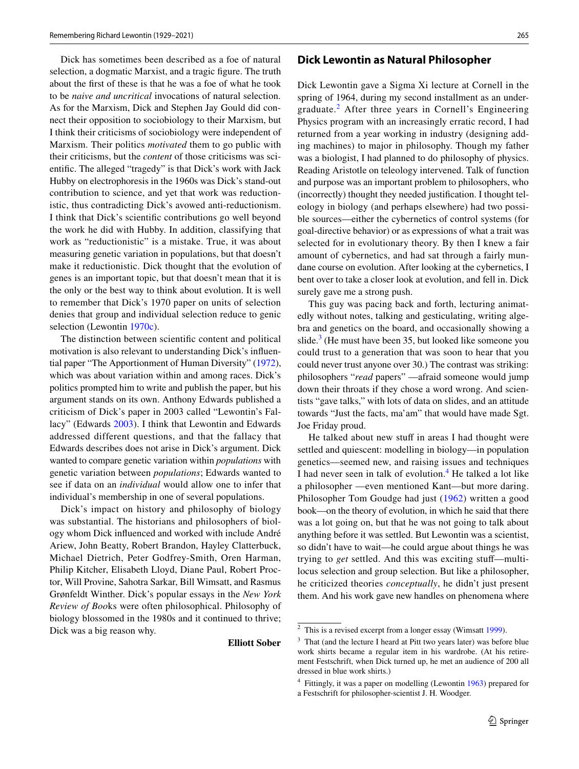Dick has sometimes been described as a foe of natural selection, a dogmatic Marxist, and a tragic figure. The truth about the first of these is that he was a foe of what he took to be *naive and uncritical* invocations of natural selection. As for the Marxism, Dick and Stephen Jay Gould did connect their opposition to sociobiology to their Marxism, but I think their criticisms of sociobiology were independent of Marxism. Their politics *motivated* them to go public with their criticisms, but the *content* of those criticisms was scientific. The alleged "tragedy" is that Dick's work with Jack Hubby on electrophoresis in the 1960s was Dick's stand-out contribution to science, and yet that work was reductionistic, thus contradicting Dick's avowed anti-reductionism. I think that Dick's scientific contributions go well beyond the work he did with Hubby. In addition, classifying that work as "reductionistic" is a mistake. True, it was about measuring genetic variation in populations, but that doesn't make it reductionistic. Dick thought that the evolution of genes is an important topic, but that doesn't mean that it is the only or the best way to think about evolution. It is well to remember that Dick's 1970 paper on units of selection denies that group and individual selection reduce to genic selection (Lewontin 1970c).

The distinction between scientific content and political motivation is also relevant to understanding Dick's influential paper "The Apportionment of Human Diversity" (1972), which was about variation within and among races. Dick's politics prompted him to write and publish the paper, but his argument stands on its own. Anthony Edwards published a criticism of Dick's paper in 2003 called "Lewontin's Fallacy" (Edwards 2003). I think that Lewontin and Edwards addressed different questions, and that the fallacy that Edwards describes does not arise in Dick's argument. Dick wanted to compare genetic variation within *populations* with genetic variation between *populations*; Edwards wanted to see if data on an *individual* would allow one to infer that individual's membership in one of several populations.

Dick's impact on history and philosophy of biology was substantial. The historians and philosophers of biology whom Dick influenced and worked with include André Ariew, John Beatty, Robert Brandon, Hayley Clatterbuck, Michael Dietrich, Peter Godfrey-Smith, Oren Harman, Philip Kitcher, Elisabeth Lloyd, Diane Paul, Robert Proctor, Will Provine, Sahotra Sarkar, Bill Wimsatt, and Rasmus Grønfeldt Winther. Dick's popular essays in the *New York Review of Books* were often philosophical. Philosophy of biology blossomed in the 1980s and it continued to thrive; Dick was a big reason why.

**Elliott Sober**

## Dick Lewontin as Natural Philosopher

Dick Lewontin gave a Sigma Xi lecture at Cornell in the spring of 1964, during my second installment as an undergraduate.[2] After three years in Cornell's Engineering Physics program with an increasingly erratic record, I had returned from a year working in industry (designing adding machines) to major in philosophy. Though my father was a biologist, I had planned to do philosophy of physics. Reading Aristotle on teleology intervened. Talk of function and purpose was an important problem to philosophers, who (incorrectly) thought they needed justification. I thought teleology in biology (and perhaps elsewhere) had two possible sources—either the cybernetics of control systems (for goal-directive behavior) or as expressions of what a trait was selected for in evolutionary theory. By then I knew a fair amount of cybernetics, and had sat through a fairly mundane course on evolution. After looking at the cybernetics, I bent over to take a closer look at evolution, and fell in. Dick surely gave me a strong push.

This guy was pacing back and forth, lecturing animatedly without notes, talking and gesticulating, writing algebra and genetics on the board, and occasionally showing a slide.[3] (He must have been 35, but looked like someone you could trust to a generation that was soon to hear that you could never trust anyone over 30.) The contrast was striking: philosophers "*read* papers" —afraid someone would jump down their throats if they chose a word wrong. And scientists "gave talks," with lots of data on slides, and an attitude towards "Just the facts, ma'am" that would have made Sgt. Joe Friday proud.

He talked about new stuff in areas I had thought were settled and quiescent: modelling in biology—in population genetics—seemed new, and raising issues and techniques I had never seen in talk of evolution.[4] He talked a lot like a philosopher —even mentioned Kant—but more daring. Philosopher Tom Goudge had just (1962) written a good book—on the theory of evolution, in which he said that there was a lot going on, but that he was not going to talk about anything before it was settled. But Lewontin was a scientist, so didn't have to wait—he could argue about things he was trying to *get* settled. And this was exciting stuff—multi-locus selection and group selection. But like a philosopher, he criticized theories *conceptually*, he didn't just present them. And his work gave new handles on phenomena where

[2] This is a revised excerpt from a longer essay (Wimsatt 1999).

[3] That (and the lecture I heard at Pitt two years later) was before blue work shirts became a regular item in his wardrobe. (At his retirement Festschrift, when Dick turned up, he met an audience of 200 all dressed in blue work shirts.)

[4] Fittingly, it was a paper on modelling (Lewontin 1963) prepared for a Festschrift for philosopher-scientist J. H. Woodger.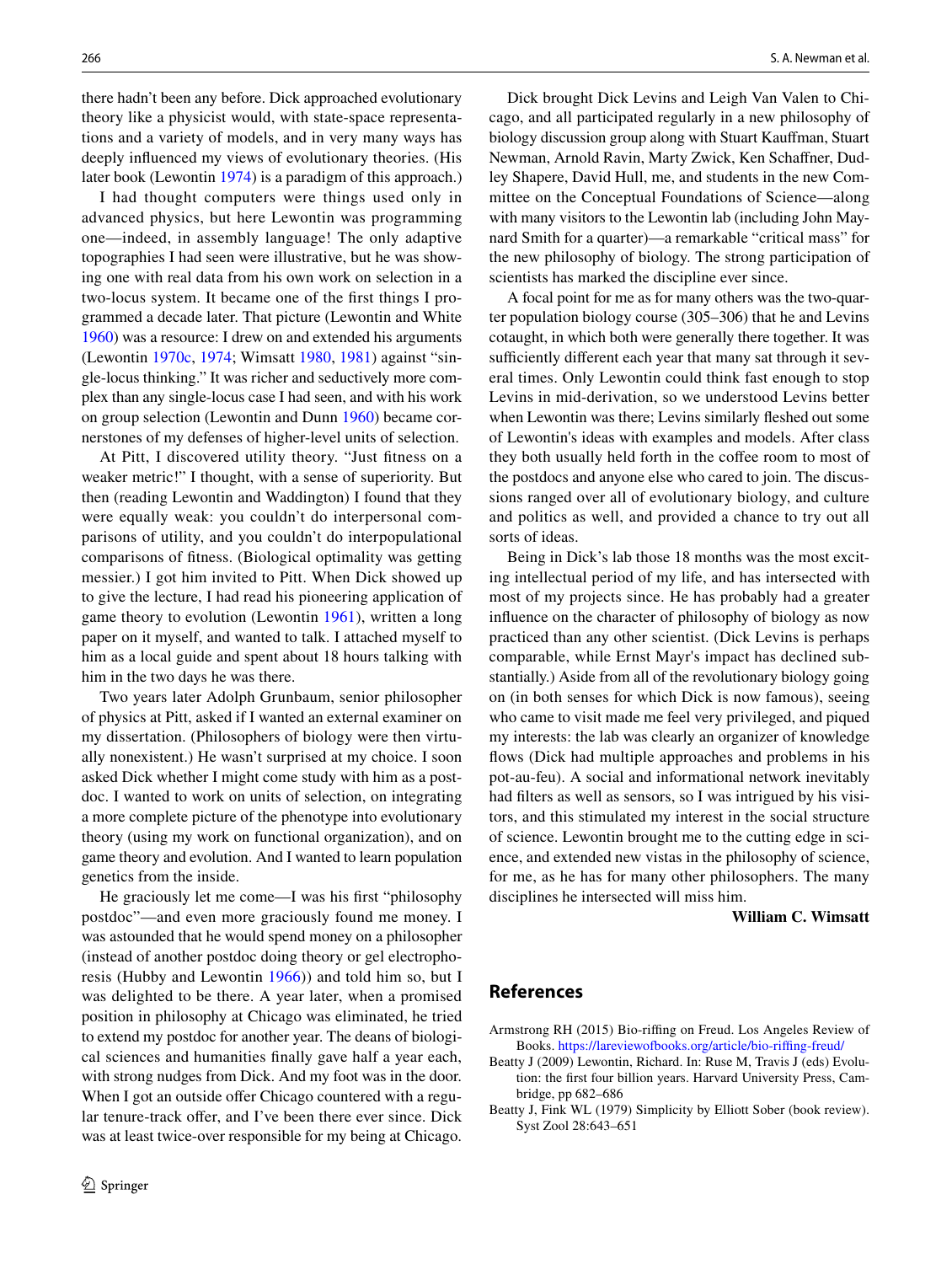there hadn't been any before. Dick approached evolutionary theory like a physicist would, with state-space representations and a variety of models, and in very many ways has deeply influenced my views of evolutionary theories. (His later book (Lewontin 1974) is a paradigm of this approach.)

I had thought computers were things used only in advanced physics, but here Lewontin was programming one—indeed, in assembly language! The only adaptive topographies I had seen were illustrative, but he was showing one with real data from his own work on selection in a two-locus system. It became one of the first things I programmed a decade later. That picture (Lewontin and White 1960) was a resource: I drew on and extended his arguments (Lewontin 1970c, 1974; Wimsatt 1980, 1981) against "single-locus thinking." It was richer and seductively more complex than any single-locus case I had seen, and with his work on group selection (Lewontin and Dunn 1960) became cornerstones of my defenses of higher-level units of selection.

At Pitt, I discovered utility theory. "Just fitness on a weaker metric!" I thought, with a sense of superiority. But then (reading Lewontin and Waddington) I found that they were equally weak: you couldn't do interpersonal comparisons of utility, and you couldn't do interpopulational comparisons of fitness. (Biological optimality was getting messier.) I got him invited to Pitt. When Dick showed up to give the lecture, I had read his pioneering application of game theory to evolution (Lewontin 1961), written a long paper on it myself, and wanted to talk. I attached myself to him as a local guide and spent about 18 hours talking with him in the two days he was there.

Two years later Adolph Grunbaum, senior philosopher of physics at Pitt, asked if I wanted an external examiner on my dissertation. (Philosophers of biology were then virtually nonexistent.) He wasn't surprised at my choice. I soon asked Dick whether I might come study with him as a postdoc. I wanted to work on units of selection, on integrating a more complete picture of the phenotype into evolutionary theory (using my work on functional organization), and on game theory and evolution. And I wanted to learn population genetics from the inside.

He graciously let me come—I was his first "philosophy postdoc"—and even more graciously found me money. I was astounded that he would spend money on a philosopher (instead of another postdoc doing theory or gel electrophoresis (Hubby and Lewontin 1966)) and told him so, but I was delighted to be there. A year later, when a promised position in philosophy at Chicago was eliminated, he tried to extend my postdoc for another year. The deans of biological sciences and humanities finally gave half a year each, with strong nudges from Dick. And my foot was in the door. When I got an outside offer Chicago countered with a regular tenure-track offer, and I've been there ever since. Dick was at least twice-over responsible for my being at Chicago.

Dick brought Dick Levins and Leigh Van Valen to Chicago, and all participated regularly in a new philosophy of biology discussion group along with Stuart Kauffman, Stuart Newman, Arnold Ravin, Marty Zwick, Ken Schaffner, Dudley Shapere, David Hull, me, and students in the new Committee on the Conceptual Foundations of Science—along with many visitors to the Lewontin lab (including John Maynard Smith for a quarter)—a remarkable "critical mass" for the new philosophy of biology. The strong participation of scientists has marked the discipline ever since.

A focal point for me as for many others was the two-quarter population biology course (305–306) that he and Levins cotaught, in which both were generally there together. It was sufficiently different each year that many sat through it several times. Only Lewontin could think fast enough to stop Levins in mid-derivation, so we understood Levins better when Lewontin was there; Levins similarly fleshed out some of Lewontin's ideas with examples and models. After class they both usually held forth in the coffee room to most of the postdocs and anyone else who cared to join. The discussions ranged over all of evolutionary biology, and culture and politics as well, and provided a chance to try out all sorts of ideas.

Being in Dick's lab those 18 months was the most exciting intellectual period of my life, and has intersected with most of my projects since. He has probably had a greater influence on the character of philosophy of biology as now practiced than any other scientist. (Dick Levins is perhaps comparable, while Ernst Mayr's impact has declined substantially.) Aside from all of the revolutionary biology going on (in both senses for which Dick is now famous), seeing who came to visit made me feel very privileged, and piqued my interests: the lab was clearly an organizer of knowledge flows (Dick had multiple approaches and problems in his pot-au-feu). A social and informational network inevitably had filters as well as sensors, so I was intrigued by his visitors, and this stimulated my interest in the social structure of science. Lewontin brought me to the cutting edge in science, and extended new vistas in the philosophy of science, for me, as he has for many other philosophers. The many disciplines he intersected with will miss him.

**William C. Wimsatt**

## References

Armstrong RH (2015) Bio-riffing on Freud. Los Angeles Review of Books. https://lareviewofbooks.org/article/bio-riffing-freud/

Beatty J (2009) Lewontin, Richard. In: Ruse M, Travis J (eds) Evolution: the first four billion years. Harvard University Press, Cambridge, pp 682–686

Beatty J, Fink WL (1979) Simplicity by Elliott Sober (book review). Syst Zool 28:643–651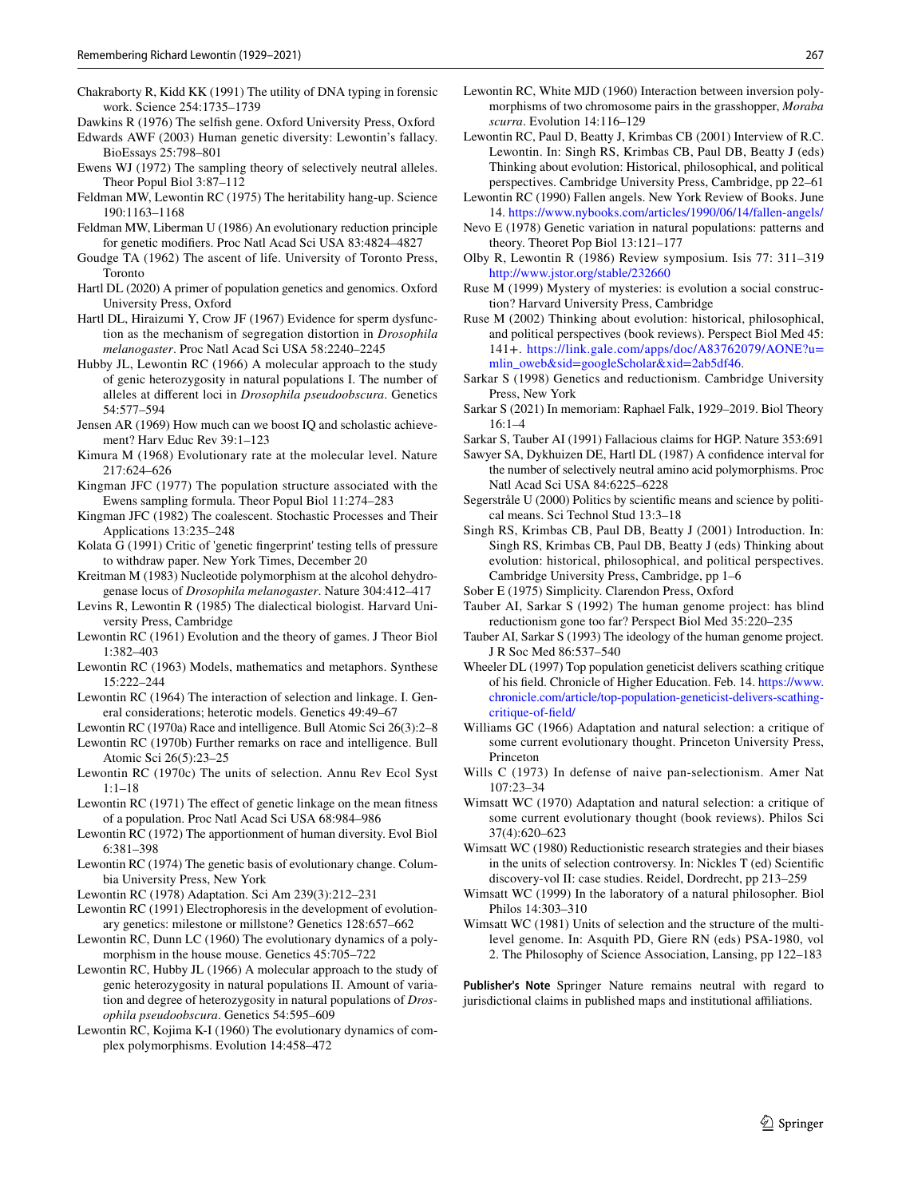Chakraborty R, Kidd KK (1991) The utility of DNA typing in forensic work. Science 254:1735–1739

Dawkins R (1976) The selfish gene. Oxford University Press, Oxford

Edwards AWF (2003) Human genetic diversity: Lewontin's fallacy. BioEssays 25:798–801

Ewens WJ (1972) The sampling theory of selectively neutral alleles. Theor Popul Biol 3:87–112

Feldman MW, Lewontin RC (1975) The heritability hang-up. Science 190:1163–1168

Feldman MW, Liberman U (1986) An evolutionary reduction principle for genetic modifiers. Proc Natl Acad Sci USA 83:4824–4827

Goudge TA (1962) The ascent of life. University of Toronto Press, Toronto

Hartl DL (2020) A primer of population genetics and genomics. Oxford University Press, Oxford

Hartl DL, Hiraizumi Y, Crow JF (1967) Evidence for sperm dysfunction as the mechanism of segregation distortion in *Drosophila melanogaster*. Proc Natl Acad Sci USA 58:2240–2245

Hubby JL, Lewontin RC (1966) A molecular approach to the study of genic heterozygosity in natural populations I. The number of alleles at different loci in *Drosophila pseudoobscura*. Genetics 54:577–594

Jensen AR (1969) How much can we boost IQ and scholastic achievement? Harv Educ Rev 39:1–123

Kimura M (1968) Evolutionary rate at the molecular level. Nature 217:624–626

Kingman JFC (1977) The population structure associated with the Ewens sampling formula. Theor Popul Biol 11:274–283

Kingman JFC (1982) The coalescent. Stochastic Processes and Their Applications 13:235–248

Kolata G (1991) Critic of 'genetic fingerprint' testing tells of pressure to withdraw paper. New York Times, December 20

Kreitman M (1983) Nucleotide polymorphism at the alcohol dehydrogenase locus of *Drosophila melanogaster*. Nature 304:412–417

Levins R, Lewontin R (1985) The dialectical biologist. Harvard University Press, Cambridge

Lewontin RC (1961) Evolution and the theory of games. J Theor Biol 1:382–403

Lewontin RC (1963) Models, mathematics and metaphors. Synthese 15:222–244

Lewontin RC (1964) The interaction of selection and linkage. I. General considerations; heterotic models. Genetics 49:49–67

Lewontin RC (1970a) Race and intelligence. Bull Atomic Sci 26(3):2–8

Lewontin RC (1970b) Further remarks on race and intelligence. Bull Atomic Sci 26(5):23–25

Lewontin RC (1970c) The units of selection. Annu Rev Ecol Syst 1:1–18

Lewontin RC (1971) The effect of genetic linkage on the mean fitness of a population. Proc Natl Acad Sci USA 68:984–986

Lewontin RC (1972) The apportionment of human diversity. Evol Biol 6:381–398

Lewontin RC (1974) The genetic basis of evolutionary change. Columbia University Press, New York

Lewontin RC (1978) Adaptation. Sci Am 239(3):212–231

Lewontin RC (1991) Electrophoresis in the development of evolutionary genetics: milestone or millstone? Genetics 128:657–662

Lewontin RC, Dunn LC (1960) The evolutionary dynamics of a polymorphism in the house mouse. Genetics 45:705–722

Lewontin RC, Hubby JL (1966) A molecular approach to the study of genic heterozygosity in natural populations II. Amount of variation and degree of heterozygosity in natural populations of *Drosophila pseudoobscura*. Genetics 54:595–609

Lewontin RC, Kojima K-I (1960) The evolutionary dynamics of complex polymorphisms. Evolution 14:458–472

Lewontin RC, White MJD (1960) Interaction between inversion polymorphisms of two chromosome pairs in the grasshopper, *Moraba scurra*. Evolution 14:116–129

Lewontin RC, Paul D, Beatty J, Krimbas CB (2001) Interview of R.C. Lewontin. In: Singh RS, Krimbas CB, Paul DB, Beatty J (eds) Thinking about evolution: Historical, philosophical, and political perspectives. Cambridge University Press, Cambridge, pp 22–61

Lewontin RC (1990) Fallen angels. New York Review of Books. June 14. https://www.nybooks.com/articles/1990/06/14/fallen-angels/

Nevo E (1978) Genetic variation in natural populations: patterns and theory. Theoret Pop Biol 13:121–177

Olby R, Lewontin R (1986) Review symposium. Isis 77: 311–319 http://www.jstor.org/stable/232660

Ruse M (1999) Mystery of mysteries: is evolution a social construction? Harvard University Press, Cambridge

Ruse M (2002) Thinking about evolution: historical, philosophical, and political perspectives (book reviews). Perspect Biol Med 45: 141+. https://link.gale.com/apps/doc/A83762079/AONE?u=mlin_oweb&sid=googleScholar&xid=2ab5df46.

Sarkar S (1998) Genetics and reductionism. Cambridge University Press, New York

Sarkar S (2021) In memoriam: Raphael Falk, 1929–2019. Biol Theory 16:1–4

Sarkar S, Tauber AI (1991) Fallacious claims for HGP. Nature 353:691

Sawyer SA, Dykhuizen DE, Hartl DL (1987) A confidence interval for the number of selectively neutral amino acid polymorphisms. Proc Natl Acad Sci USA 84:6225–6228

Segerstråle U (2000) Politics by scientific means and science by political means. Sci Technol Stud 13:3–18

Singh RS, Krimbas CB, Paul DB, Beatty J (2001) Introduction. In: Singh RS, Krimbas CB, Paul DB, Beatty J (eds) Thinking about evolution: historical, philosophical, and political perspectives. Cambridge University Press, Cambridge, pp 1–6

Sober E (1975) Simplicity. Clarendon Press, Oxford

Tauber AI, Sarkar S (1992) The human genome project: has blind reductionism gone too far? Perspect Biol Med 35:220–235

Tauber AI, Sarkar S (1993) The ideology of the human genome project. J R Soc Med 86:537–540

Wheeler DL (1997) Top population geneticist delivers scathing critique of his field. Chronicle of Higher Education. Feb. 14. https://www.chronicle.com/article/top-population-geneticist-delivers-scathing-critique-of-field/

Williams GC (1966) Adaptation and natural selection: a critique of some current evolutionary thought. Princeton University Press, Princeton

Wills C (1973) In defense of naive pan-selectionism. Amer Nat 107:23–34

Wimsatt WC (1970) Adaptation and natural selection: a critique of some current evolutionary thought (book reviews). Philos Sci 37(4):620–623

Wimsatt WC (1980) Reductionistic research strategies and their biases in the units of selection controversy. In: Nickles T (ed) Scientific discovery-vol II: case studies. Reidel, Dordrecht, pp 213–259

Wimsatt WC (1999) In the laboratory of a natural philosopher. Biol Philos 14:303–310

Wimsatt WC (1981) Units of selection and the structure of the multilevel genome. In: Asquith PD, Giere RN (eds) PSA-1980, vol 2. The Philosophy of Science Association, Lansing, pp 122–183

**Publisher's Note** Springer Nature remains neutral with regard to jurisdictional claims in published maps and institutional affiliations.